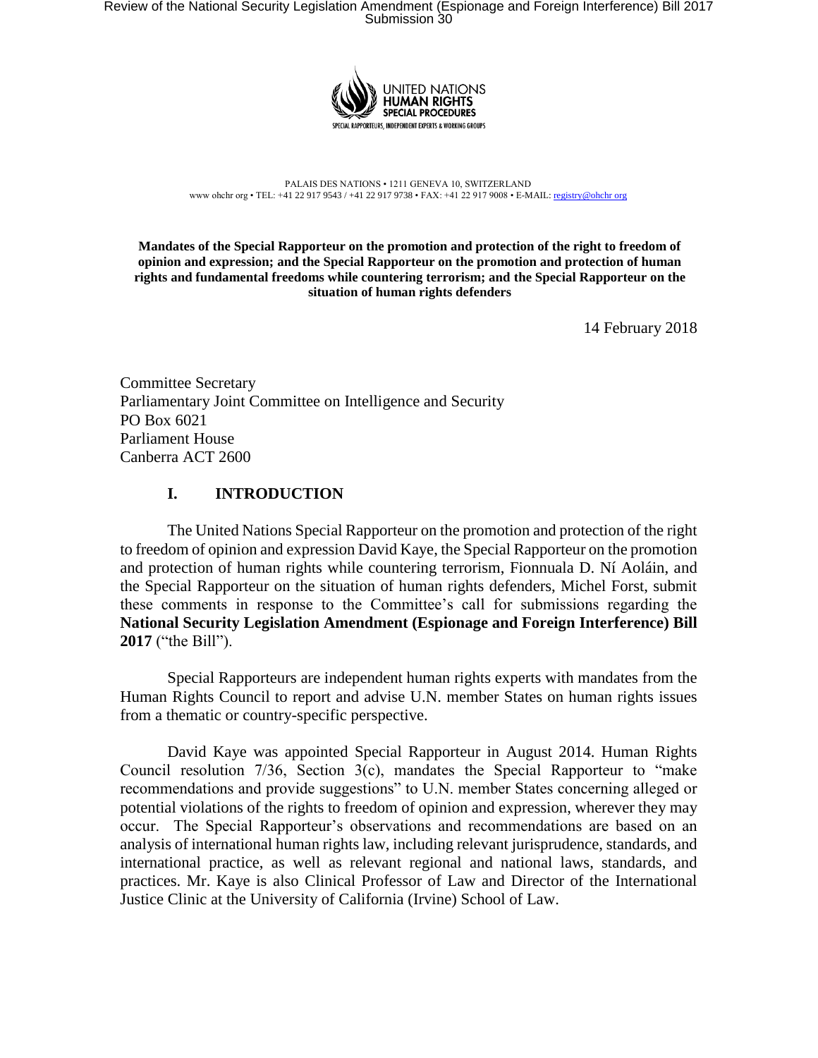PALAIS DES NATIONS • 1211 GENEVA 10, SWITZERLAND
www ohchr org • TEL: +41 22 917 9543 / +41 22 917 9738 • FAX: +41 22 917 9008 • E-MAIL: registry@ohchr org

**Mandates of the Special Rapporteur on the promotion and protection of the right to freedom of opinion and expression; and the Special Rapporteur on the promotion and protection of human rights and fundamental freedoms while countering terrorism; and the Special Rapporteur on the situation of human rights defenders**

14 February 2018

Committee Secretary
Parliamentary Joint Committee on Intelligence and Security
PO Box 6021
Parliament House
Canberra ACT 2600

## I. INTRODUCTION

The United Nations Special Rapporteur on the promotion and protection of the right to freedom of opinion and expression David Kaye, the Special Rapporteur on the promotion and protection of human rights while countering terrorism, Fionnuala D. Ní Aoláin, and the Special Rapporteur on the situation of human rights defenders, Michel Forst, submit these comments in response to the Committee's call for submissions regarding the **National Security Legislation Amendment (Espionage and Foreign Interference) Bill 2017** ("the Bill").

Special Rapporteurs are independent human rights experts with mandates from the Human Rights Council to report and advise U.N. member States on human rights issues from a thematic or country-specific perspective.

David Kaye was appointed Special Rapporteur in August 2014. Human Rights Council resolution 7/36, Section 3(c), mandates the Special Rapporteur to "make recommendations and provide suggestions" to U.N. member States concerning alleged or potential violations of the rights to freedom of opinion and expression, wherever they may occur. The Special Rapporteur's observations and recommendations are based on an analysis of international human rights law, including relevant jurisprudence, standards, and international practice, as well as relevant regional and national laws, standards, and practices. Mr. Kaye is also Clinical Professor of Law and Director of the International Justice Clinic at the University of California (Irvine) School of Law.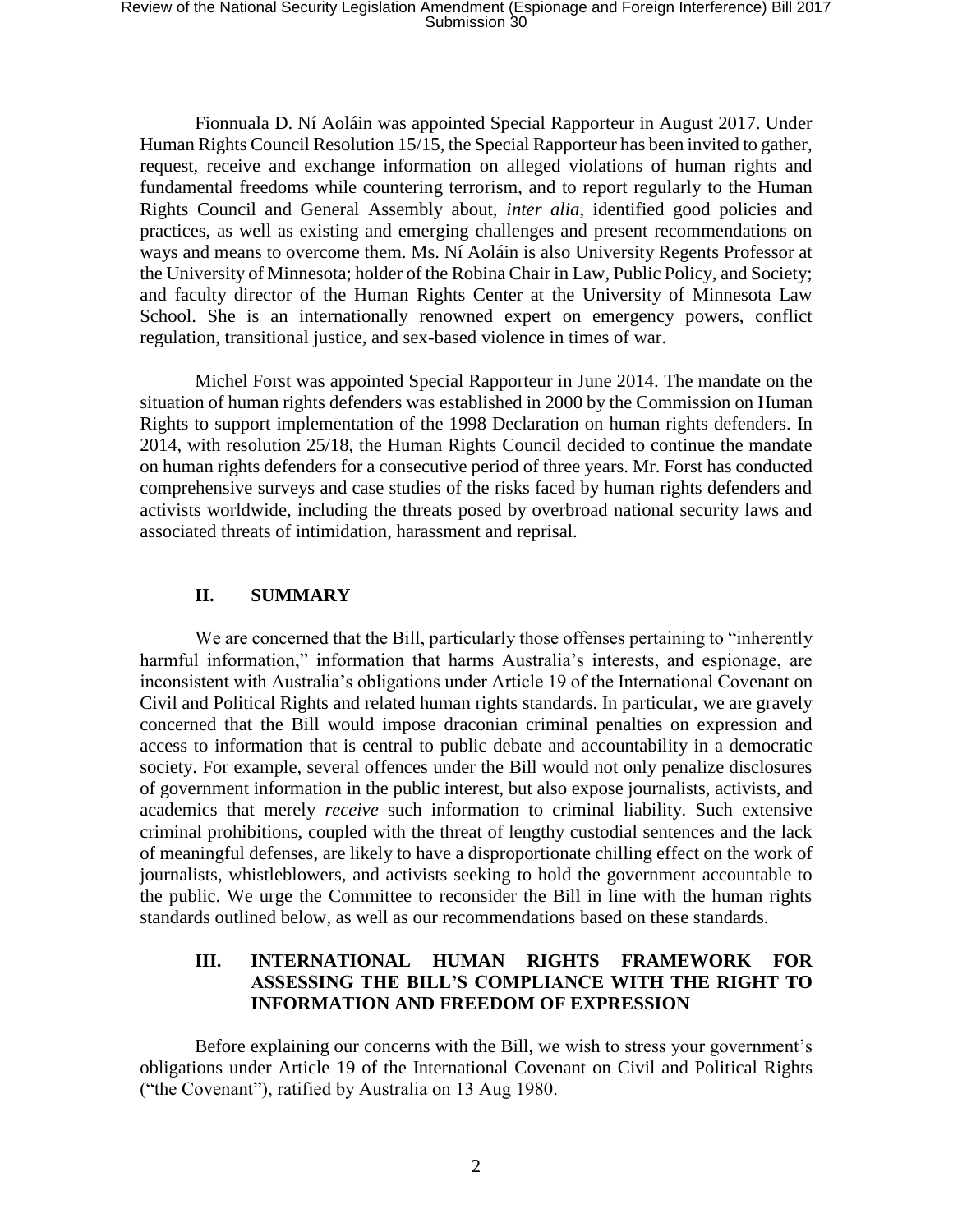Fionnuala D. Ní Aoláin was appointed Special Rapporteur in August 2017. Under Human Rights Council Resolution 15/15, the Special Rapporteur has been invited to gather, request, receive and exchange information on alleged violations of human rights and fundamental freedoms while countering terrorism, and to report regularly to the Human Rights Council and General Assembly about, *inter alia*, identified good policies and practices, as well as existing and emerging challenges and present recommendations on ways and means to overcome them. Ms. Ní Aoláin is also University Regents Professor at the University of Minnesota; holder of the Robina Chair in Law, Public Policy, and Society; and faculty director of the Human Rights Center at the University of Minnesota Law School. She is an internationally renowned expert on emergency powers, conflict regulation, transitional justice, and sex-based violence in times of war.

Michel Forst was appointed Special Rapporteur in June 2014. The mandate on the situation of human rights defenders was established in 2000 by the Commission on Human Rights to support implementation of the 1998 Declaration on human rights defenders. In 2014, with resolution 25/18, the Human Rights Council decided to continue the mandate on human rights defenders for a consecutive period of three years. Mr. Forst has conducted comprehensive surveys and case studies of the risks faced by human rights defenders and activists worldwide, including the threats posed by overbroad national security laws and associated threats of intimidation, harassment and reprisal.

## II. SUMMARY

We are concerned that the Bill, particularly those offenses pertaining to "inherently harmful information," information that harms Australia's interests, and espionage, are inconsistent with Australia's obligations under Article 19 of the International Covenant on Civil and Political Rights and related human rights standards. In particular, we are gravely concerned that the Bill would impose draconian criminal penalties on expression and access to information that is central to public debate and accountability in a democratic society. For example, several offences under the Bill would not only penalize disclosures of government information in the public interest, but also expose journalists, activists, and academics that merely *receive* such information to criminal liability. Such extensive criminal prohibitions, coupled with the threat of lengthy custodial sentences and the lack of meaningful defenses, are likely to have a disproportionate chilling effect on the work of journalists, whistleblowers, and activists seeking to hold the government accountable to the public. We urge the Committee to reconsider the Bill in line with the human rights standards outlined below, as well as our recommendations based on these standards.

## III. INTERNATIONAL HUMAN RIGHTS FRAMEWORK FOR ASSESSING THE BILL'S COMPLIANCE WITH THE RIGHT TO INFORMATION AND FREEDOM OF EXPRESSION

Before explaining our concerns with the Bill, we wish to stress your government's obligations under Article 19 of the International Covenant on Civil and Political Rights ("the Covenant"), ratified by Australia on 13 Aug 1980.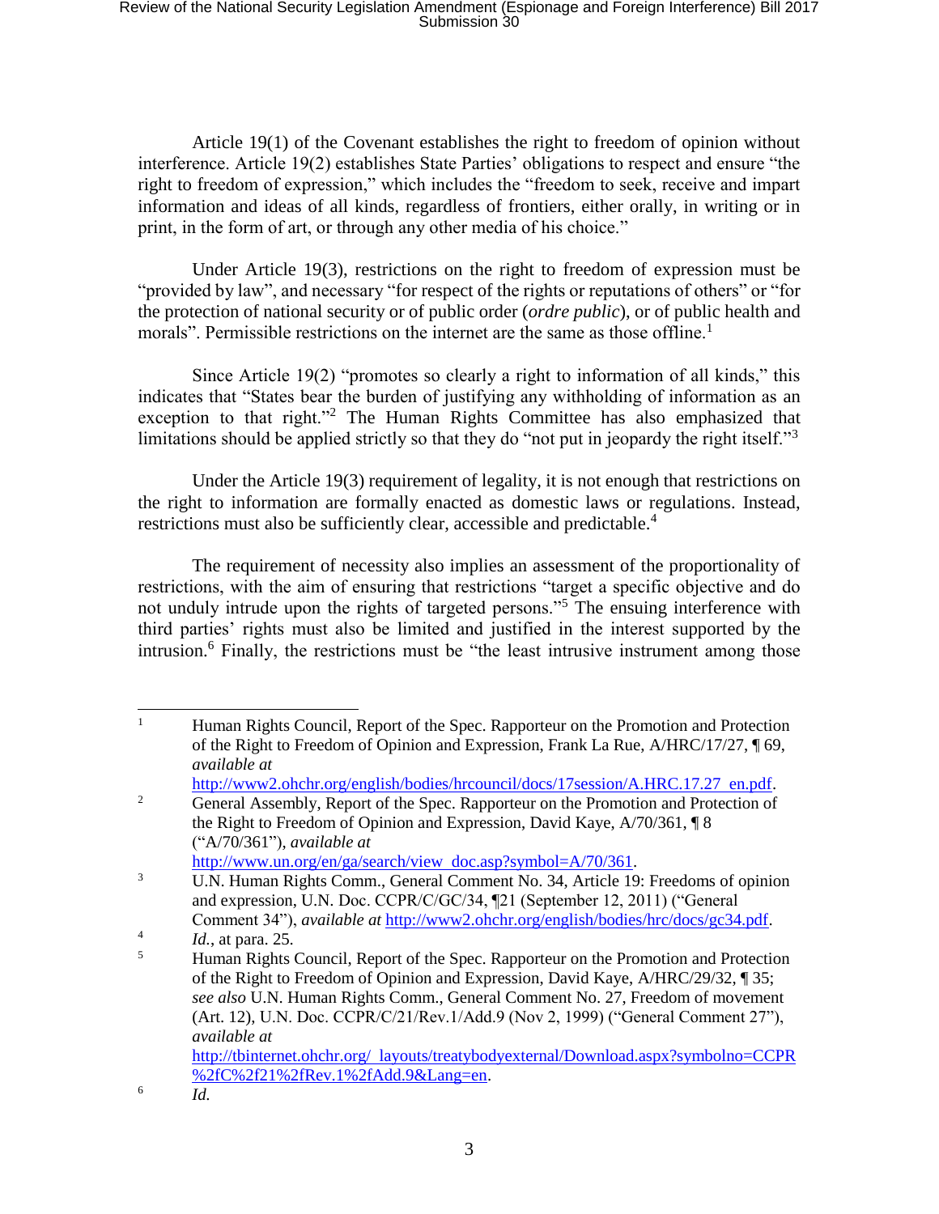Article 19(1) of the Covenant establishes the right to freedom of opinion without interference. Article 19(2) establishes State Parties' obligations to respect and ensure "the right to freedom of expression," which includes the "freedom to seek, receive and impart information and ideas of all kinds, regardless of frontiers, either orally, in writing or in print, in the form of art, or through any other media of his choice."

Under Article 19(3), restrictions on the right to freedom of expression must be "provided by law", and necessary "for respect of the rights or reputations of others" or "for the protection of national security or of public order (*ordre public*), or of public health and morals". Permissible restrictions on the internet are the same as those offline.[1]

Since Article 19(2) "promotes so clearly a right to information of all kinds," this indicates that "States bear the burden of justifying any withholding of information as an exception to that right."[2] The Human Rights Committee has also emphasized that limitations should be applied strictly so that they do "not put in jeopardy the right itself."[3]

Under the Article 19(3) requirement of legality, it is not enough that restrictions on the right to information are formally enacted as domestic laws or regulations. Instead, restrictions must also be sufficiently clear, accessible and predictable.[4]

The requirement of necessity also implies an assessment of the proportionality of restrictions, with the aim of ensuring that restrictions "target a specific objective and do not unduly intrude upon the rights of targeted persons."[5] The ensuing interference with third parties' rights must also be limited and justified in the interest supported by the intrusion.[6] Finally, the restrictions must be "the least intrusive instrument among those

---

[1] Human Rights Council, Report of the Spec. Rapporteur on the Promotion and Protection of the Right to Freedom of Opinion and Expression, Frank La Rue, A/HRC/17/27, ¶ 69, *available at* http://www2.ohchr.org/english/bodies/hrcouncil/docs/17session/A.HRC.17.27_en.pdf.

[2] General Assembly, Report of the Spec. Rapporteur on the Promotion and Protection of the Right to Freedom of Opinion and Expression, David Kaye, A/70/361, ¶ 8 ("A/70/361"), *available at* http://www.un.org/en/ga/search/view_doc.asp?symbol=A/70/361.

[3] U.N. Human Rights Comm., General Comment No. 34, Article 19: Freedoms of opinion and expression, U.N. Doc. CCPR/C/GC/34, ¶21 (September 12, 2011) ("General Comment 34"), *available at* http://www2.ohchr.org/english/bodies/hrc/docs/gc34.pdf.

[4] *Id.*, at para. 25.

[5] Human Rights Council, Report of the Spec. Rapporteur on the Promotion and Protection of the Right to Freedom of Opinion and Expression, David Kaye, A/HRC/29/32, ¶ 35; *see also* U.N. Human Rights Comm., General Comment No. 27, Freedom of movement (Art. 12), U.N. Doc. CCPR/C/21/Rev.1/Add.9 (Nov 2, 1999) ("General Comment 27"), *available at* http://tbinternet.ohchr.org/_layouts/treatybodyexternal/Download.aspx?symbolno=CCPR%2fC%2f21%2fRev.1%2fAdd.9&Lang=en.

[6] *Id.*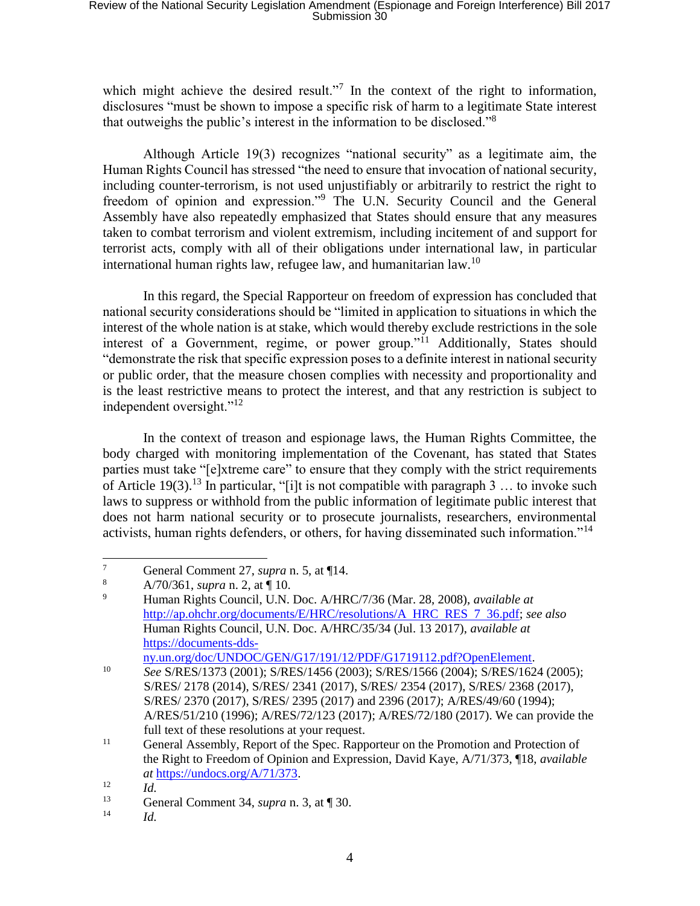which might achieve the desired result."[7] In the context of the right to information, disclosures "must be shown to impose a specific risk of harm to a legitimate State interest that outweighs the public's interest in the information to be disclosed."[8]

Although Article 19(3) recognizes "national security" as a legitimate aim, the Human Rights Council has stressed "the need to ensure that invocation of national security, including counter-terrorism, is not used unjustifiably or arbitrarily to restrict the right to freedom of opinion and expression."[9] The U.N. Security Council and the General Assembly have also repeatedly emphasized that States should ensure that any measures taken to combat terrorism and violent extremism, including incitement of and support for terrorist acts, comply with all of their obligations under international law, in particular international human rights law, refugee law, and humanitarian law.[10]

In this regard, the Special Rapporteur on freedom of expression has concluded that national security considerations should be "limited in application to situations in which the interest of the whole nation is at stake, which would thereby exclude restrictions in the sole interest of a Government, regime, or power group."[11] Additionally, States should "demonstrate the risk that specific expression poses to a definite interest in national security or public order, that the measure chosen complies with necessity and proportionality and is the least restrictive means to protect the interest, and that any restriction is subject to independent oversight."[12]

In the context of treason and espionage laws, the Human Rights Committee, the body charged with monitoring implementation of the Covenant, has stated that States parties must take "[e]xtreme care" to ensure that they comply with the strict requirements of Article 19(3).[13] In particular, "[i]t is not compatible with paragraph 3 … to invoke such laws to suppress or withhold from the public information of legitimate public interest that does not harm national security or to prosecute journalists, researchers, environmental activists, human rights defenders, or others, for having disseminated such information."[14]

---

[7] General Comment 27, *supra* n. 5, at ¶14.

[8] A/70/361, *supra* n. 2, at ¶ 10.

[9] Human Rights Council, U.N. Doc. A/HRC/7/36 (Mar. 28, 2008), *available at* http://ap.ohchr.org/documents/E/HRC/resolutions/A_HRC_RES_7_36.pdf; *see also* Human Rights Council, U.N. Doc. A/HRC/35/34 (Jul. 13 2017), *available at* https://documents-dds-ny.un.org/doc/UNDOC/GEN/G17/191/12/PDF/G1719112.pdf?OpenElement.

[10] *See* S/RES/1373 (2001); S/RES/1456 (2003); S/RES/1566 (2004); S/RES/1624 (2005); S/RES/ 2178 (2014), S/RES/ 2341 (2017), S/RES/ 2354 (2017), S/RES/ 2368 (2017), S/RES/ 2370 (2017), S/RES/ 2395 (2017) and 2396 (2017); A/RES/49/60 (1994); A/RES/51/210 (1996); A/RES/72/123 (2017); A/RES/72/180 (2017). We can provide the full text of these resolutions at your request.

[11] General Assembly, Report of the Spec. Rapporteur on the Promotion and Protection of the Right to Freedom of Opinion and Expression, David Kaye, A/71/373, ¶18, *available at* https://undocs.org/A/71/373.

[12] *Id.*

[13] General Comment 34, *supra* n. 3, at ¶ 30.

[14] *Id.*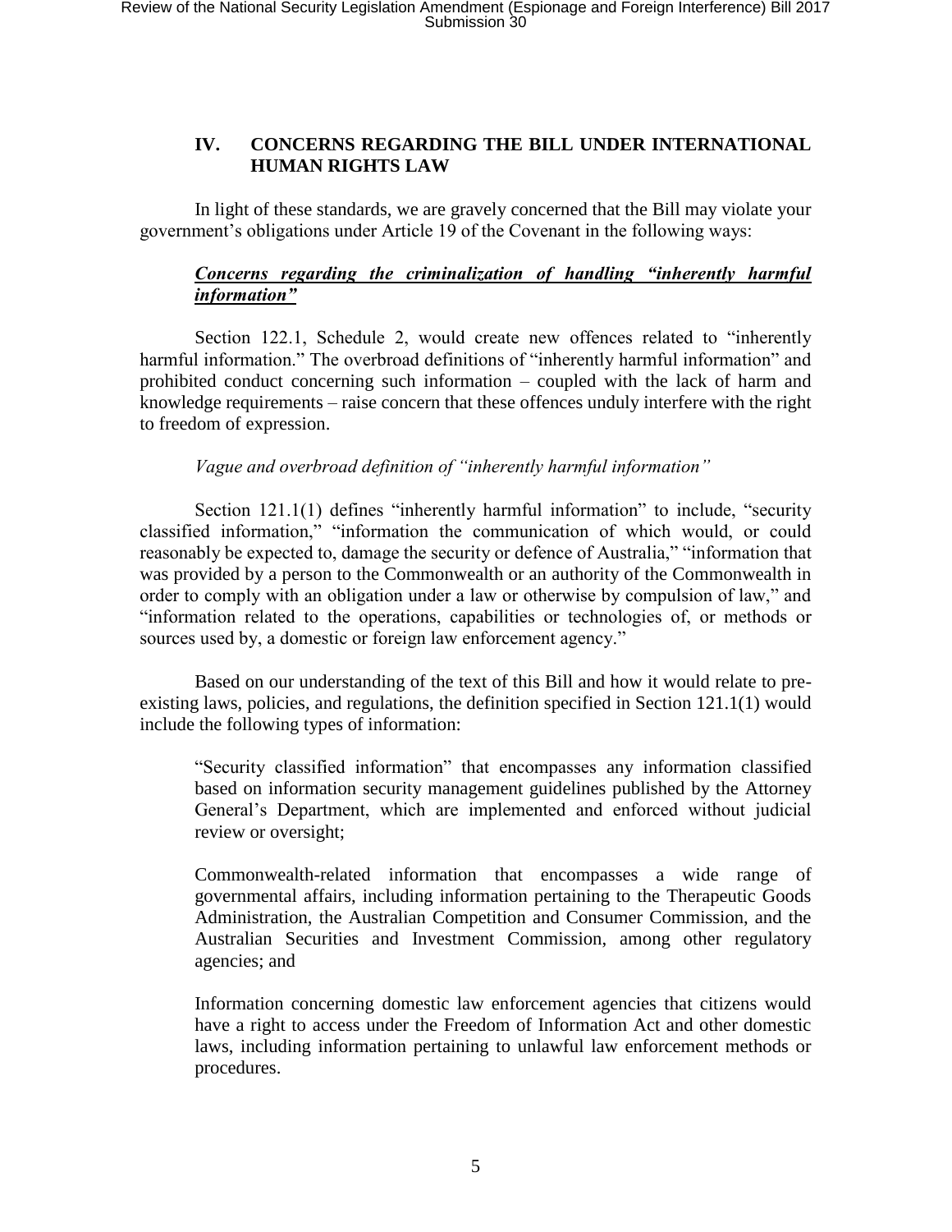## IV. CONCERNS REGARDING THE BILL UNDER INTERNATIONAL HUMAN RIGHTS LAW

In light of these standards, we are gravely concerned that the Bill may violate your government's obligations under Article 19 of the Covenant in the following ways:

### ***Concerns regarding the criminalization of handling "inherently harmful information"***

Section 122.1, Schedule 2, would create new offences related to "inherently harmful information." The overbroad definitions of "inherently harmful information" and prohibited conduct concerning such information – coupled with the lack of harm and knowledge requirements – raise concern that these offences unduly interfere with the right to freedom of expression.

*Vague and overbroad definition of "inherently harmful information"*

Section 121.1(1) defines "inherently harmful information" to include, "security classified information," "information the communication of which would, or could reasonably be expected to, damage the security or defence of Australia," "information that was provided by a person to the Commonwealth or an authority of the Commonwealth in order to comply with an obligation under a law or otherwise by compulsion of law," and "information related to the operations, capabilities or technologies of, or methods or sources used by, a domestic or foreign law enforcement agency."

Based on our understanding of the text of this Bill and how it would relate to pre-existing laws, policies, and regulations, the definition specified in Section 121.1(1) would include the following types of information:

> "Security classified information" that encompasses any information classified based on information security management guidelines published by the Attorney General's Department, which are implemented and enforced without judicial review or oversight;
>
> Commonwealth-related information that encompasses a wide range of governmental affairs, including information pertaining to the Therapeutic Goods Administration, the Australian Competition and Consumer Commission, and the Australian Securities and Investment Commission, among other regulatory agencies; and
>
> Information concerning domestic law enforcement agencies that citizens would have a right to access under the Freedom of Information Act and other domestic laws, including information pertaining to unlawful law enforcement methods or procedures.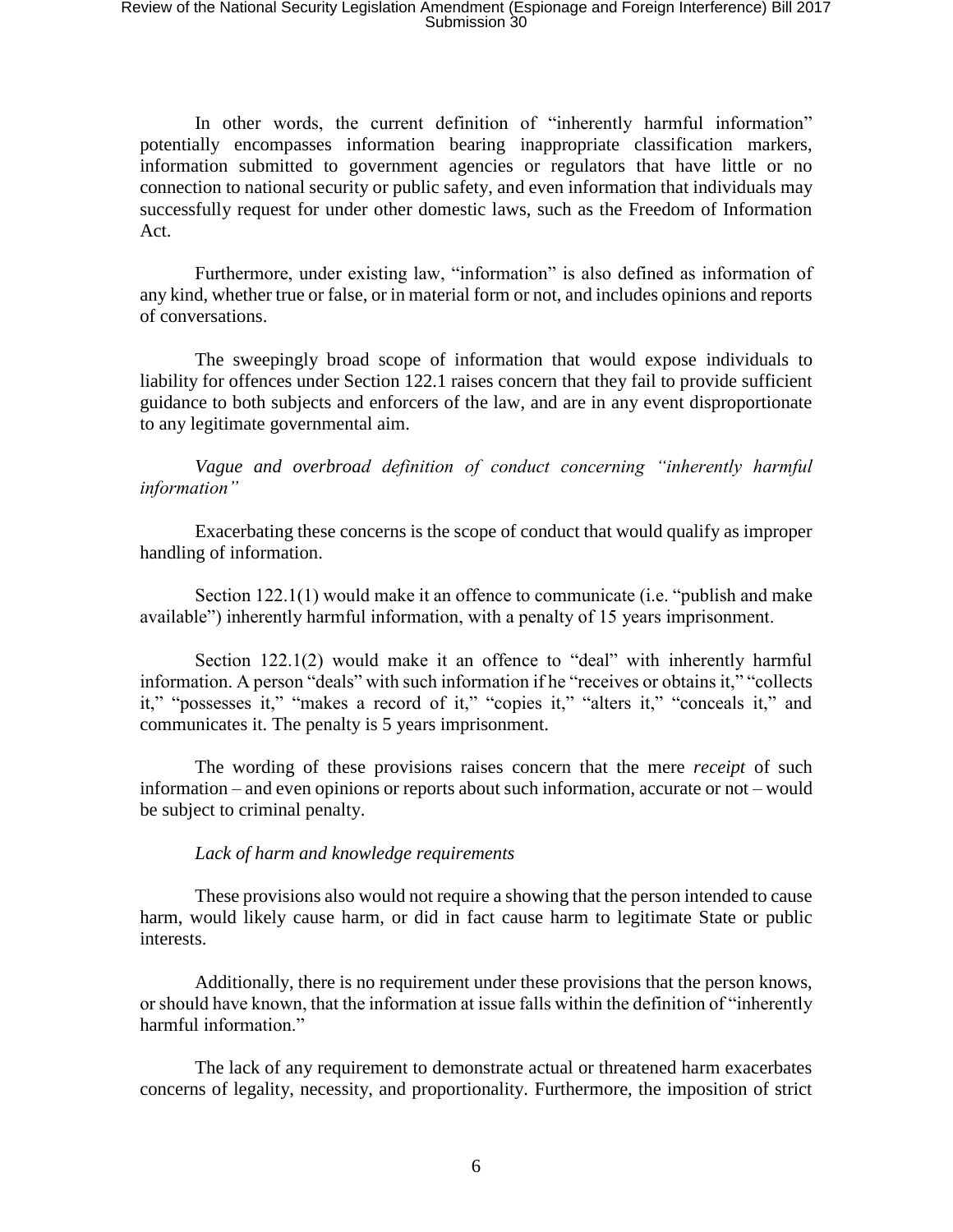In other words, the current definition of "inherently harmful information" potentially encompasses information bearing inappropriate classification markers, information submitted to government agencies or regulators that have little or no connection to national security or public safety, and even information that individuals may successfully request for under other domestic laws, such as the Freedom of Information Act.

Furthermore, under existing law, "information" is also defined as information of any kind, whether true or false, or in material form or not, and includes opinions and reports of conversations.

The sweepingly broad scope of information that would expose individuals to liability for offences under Section 122.1 raises concern that they fail to provide sufficient guidance to both subjects and enforcers of the law, and are in any event disproportionate to any legitimate governmental aim.

*Vague and overbroad definition of conduct concerning "inherently harmful information"*

Exacerbating these concerns is the scope of conduct that would qualify as improper handling of information.

Section 122.1(1) would make it an offence to communicate (i.e. "publish and make available") inherently harmful information, with a penalty of 15 years imprisonment.

Section 122.1(2) would make it an offence to "deal" with inherently harmful information. A person "deals" with such information if he "receives or obtains it," "collects it," "possesses it," "makes a record of it," "copies it," "alters it," "conceals it," and communicates it. The penalty is 5 years imprisonment.

The wording of these provisions raises concern that the mere *receipt* of such information – and even opinions or reports about such information, accurate or not – would be subject to criminal penalty.

*Lack of harm and knowledge requirements*

These provisions also would not require a showing that the person intended to cause harm, would likely cause harm, or did in fact cause harm to legitimate State or public interests.

Additionally, there is no requirement under these provisions that the person knows, or should have known, that the information at issue falls within the definition of "inherently harmful information."

The lack of any requirement to demonstrate actual or threatened harm exacerbates concerns of legality, necessity, and proportionality. Furthermore, the imposition of strict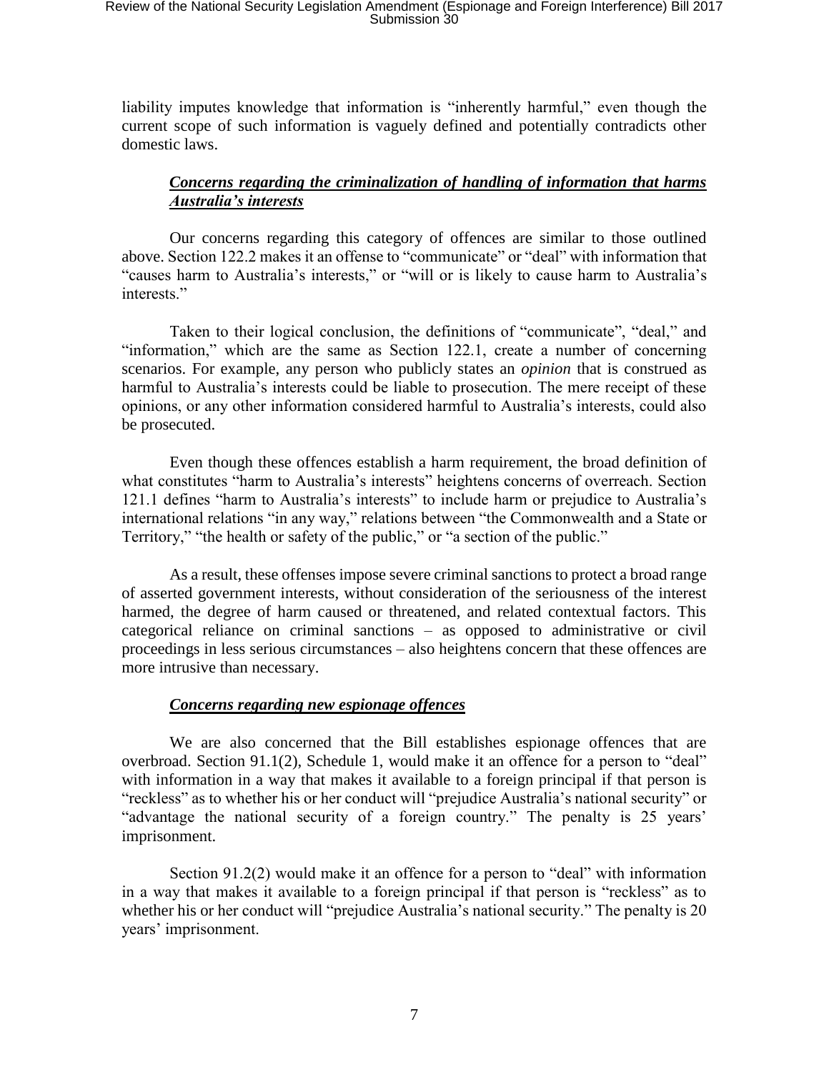liability imputes knowledge that information is "inherently harmful," even though the current scope of such information is vaguely defined and potentially contradicts other domestic laws.

### ***Concerns regarding the criminalization of handling of information that harms Australia's interests***

Our concerns regarding this category of offences are similar to those outlined above. Section 122.2 makes it an offense to "communicate" or "deal" with information that "causes harm to Australia's interests," or "will or is likely to cause harm to Australia's interests."

Taken to their logical conclusion, the definitions of "communicate", "deal," and "information," which are the same as Section 122.1, create a number of concerning scenarios. For example, any person who publicly states an *opinion* that is construed as harmful to Australia's interests could be liable to prosecution. The mere receipt of these opinions, or any other information considered harmful to Australia's interests, could also be prosecuted.

Even though these offences establish a harm requirement, the broad definition of what constitutes "harm to Australia's interests" heightens concerns of overreach. Section 121.1 defines "harm to Australia's interests" to include harm or prejudice to Australia's international relations "in any way," relations between "the Commonwealth and a State or Territory," "the health or safety of the public," or "a section of the public."

As a result, these offenses impose severe criminal sanctions to protect a broad range of asserted government interests, without consideration of the seriousness of the interest harmed, the degree of harm caused or threatened, and related contextual factors. This categorical reliance on criminal sanctions – as opposed to administrative or civil proceedings in less serious circumstances – also heightens concern that these offences are more intrusive than necessary.

### ***Concerns regarding new espionage offences***

We are also concerned that the Bill establishes espionage offences that are overbroad. Section 91.1(2), Schedule 1, would make it an offence for a person to "deal" with information in a way that makes it available to a foreign principal if that person is "reckless" as to whether his or her conduct will "prejudice Australia's national security" or "advantage the national security of a foreign country." The penalty is 25 years' imprisonment.

Section 91.2(2) would make it an offence for a person to "deal" with information in a way that makes it available to a foreign principal if that person is "reckless" as to whether his or her conduct will "prejudice Australia's national security." The penalty is 20 years' imprisonment.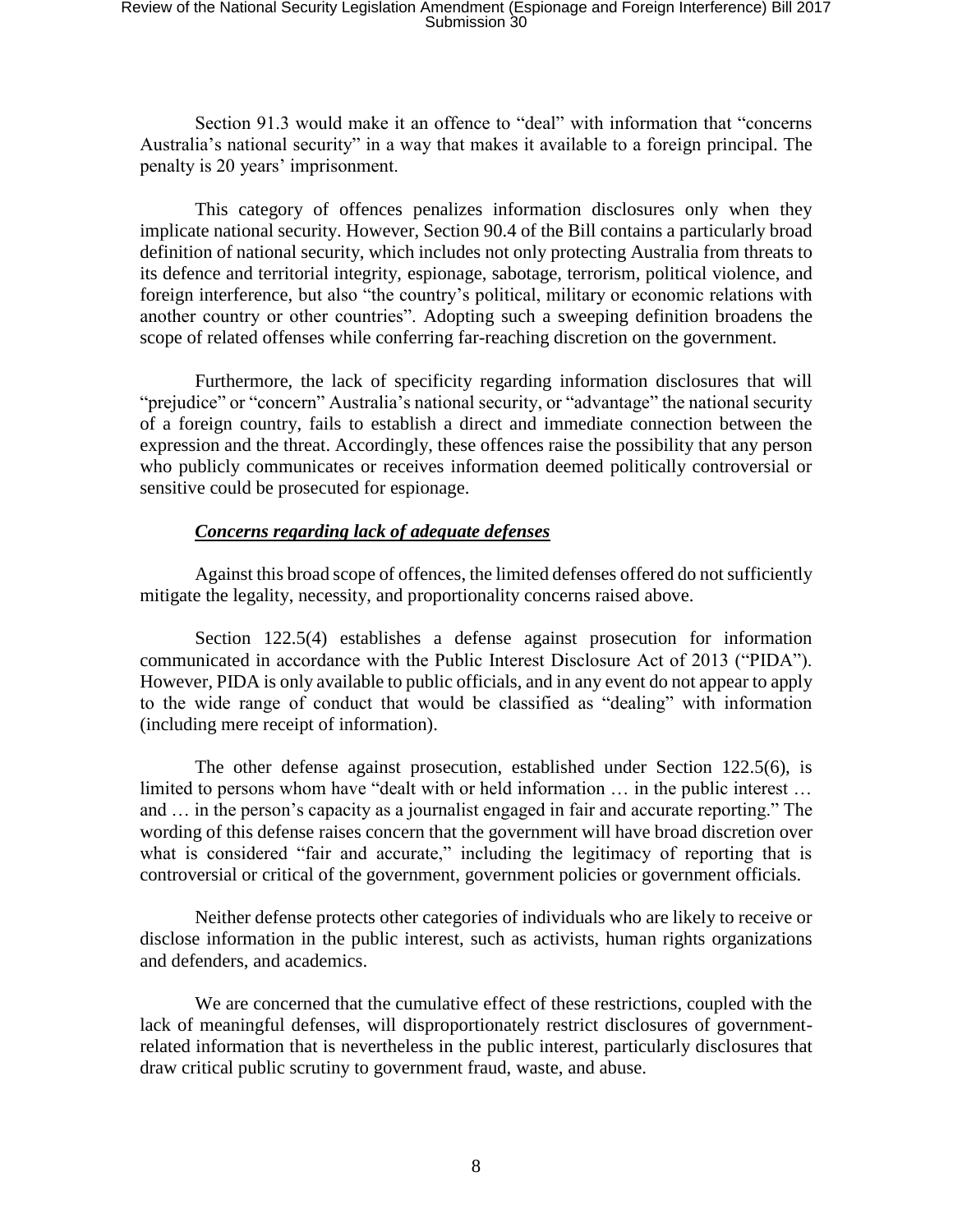Section 91.3 would make it an offence to "deal" with information that "concerns Australia's national security" in a way that makes it available to a foreign principal. The penalty is 20 years' imprisonment.

This category of offences penalizes information disclosures only when they implicate national security. However, Section 90.4 of the Bill contains a particularly broad definition of national security, which includes not only protecting Australia from threats to its defence and territorial integrity, espionage, sabotage, terrorism, political violence, and foreign interference, but also "the country's political, military or economic relations with another country or other countries". Adopting such a sweeping definition broadens the scope of related offenses while conferring far-reaching discretion on the government.

Furthermore, the lack of specificity regarding information disclosures that will "prejudice" or "concern" Australia's national security, or "advantage" the national security of a foreign country, fails to establish a direct and immediate connection between the expression and the threat. Accordingly, these offences raise the possibility that any person who publicly communicates or receives information deemed politically controversial or sensitive could be prosecuted for espionage.

***Concerns regarding lack of adequate defenses***

Against this broad scope of offences, the limited defenses offered do not sufficiently mitigate the legality, necessity, and proportionality concerns raised above.

Section 122.5(4) establishes a defense against prosecution for information communicated in accordance with the Public Interest Disclosure Act of 2013 ("PIDA"). However, PIDA is only available to public officials, and in any event do not appear to apply to the wide range of conduct that would be classified as "dealing" with information (including mere receipt of information).

The other defense against prosecution, established under Section 122.5(6), is limited to persons whom have "dealt with or held information … in the public interest … and … in the person's capacity as a journalist engaged in fair and accurate reporting." The wording of this defense raises concern that the government will have broad discretion over what is considered "fair and accurate," including the legitimacy of reporting that is controversial or critical of the government, government policies or government officials.

Neither defense protects other categories of individuals who are likely to receive or disclose information in the public interest, such as activists, human rights organizations and defenders, and academics.

We are concerned that the cumulative effect of these restrictions, coupled with the lack of meaningful defenses, will disproportionately restrict disclosures of government-related information that is nevertheless in the public interest, particularly disclosures that draw critical public scrutiny to government fraud, waste, and abuse.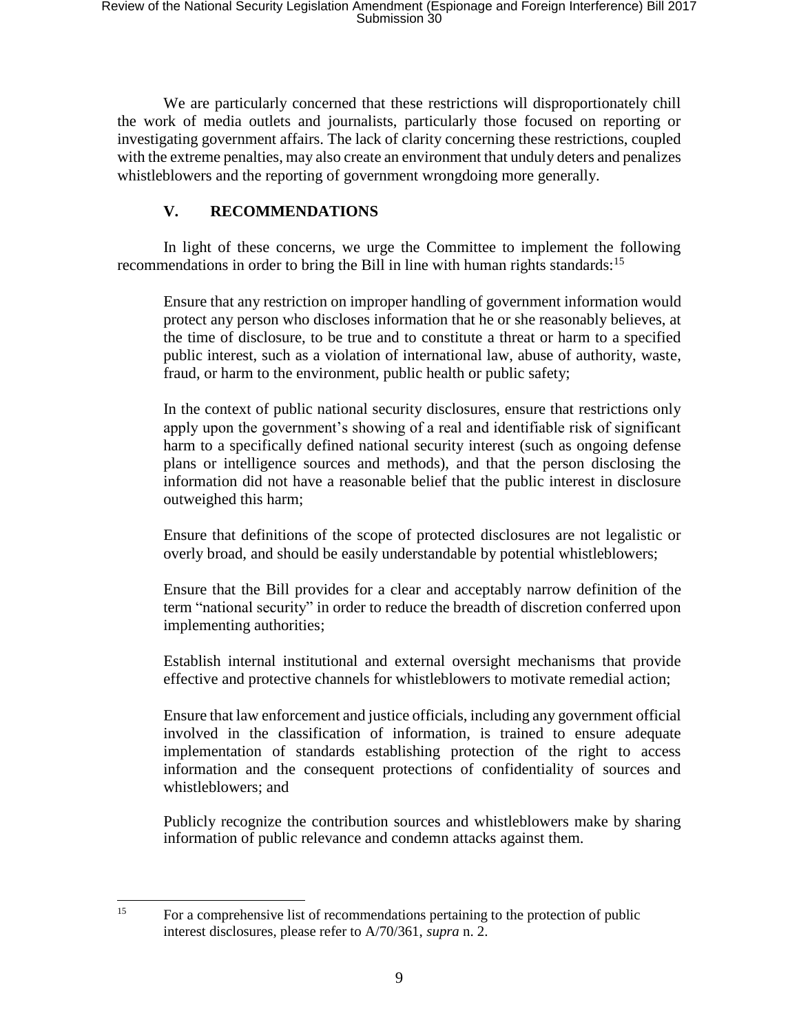We are particularly concerned that these restrictions will disproportionately chill the work of media outlets and journalists, particularly those focused on reporting or investigating government affairs. The lack of clarity concerning these restrictions, coupled with the extreme penalties, may also create an environment that unduly deters and penalizes whistleblowers and the reporting of government wrongdoing more generally.

## V. RECOMMENDATIONS

In light of these concerns, we urge the Committee to implement the following recommendations in order to bring the Bill in line with human rights standards:[15]

Ensure that any restriction on improper handling of government information would protect any person who discloses information that he or she reasonably believes, at the time of disclosure, to be true and to constitute a threat or harm to a specified public interest, such as a violation of international law, abuse of authority, waste, fraud, or harm to the environment, public health or public safety;

In the context of public national security disclosures, ensure that restrictions only apply upon the government's showing of a real and identifiable risk of significant harm to a specifically defined national security interest (such as ongoing defense plans or intelligence sources and methods), and that the person disclosing the information did not have a reasonable belief that the public interest in disclosure outweighed this harm;

Ensure that definitions of the scope of protected disclosures are not legalistic or overly broad, and should be easily understandable by potential whistleblowers;

Ensure that the Bill provides for a clear and acceptably narrow definition of the term "national security" in order to reduce the breadth of discretion conferred upon implementing authorities;

Establish internal institutional and external oversight mechanisms that provide effective and protective channels for whistleblowers to motivate remedial action;

Ensure that law enforcement and justice officials, including any government official involved in the classification of information, is trained to ensure adequate implementation of standards establishing protection of the right to access information and the consequent protections of confidentiality of sources and whistleblowers; and

Publicly recognize the contribution sources and whistleblowers make by sharing information of public relevance and condemn attacks against them.

---

[15] For a comprehensive list of recommendations pertaining to the protection of public interest disclosures, please refer to A/70/361, *supra* n. 2.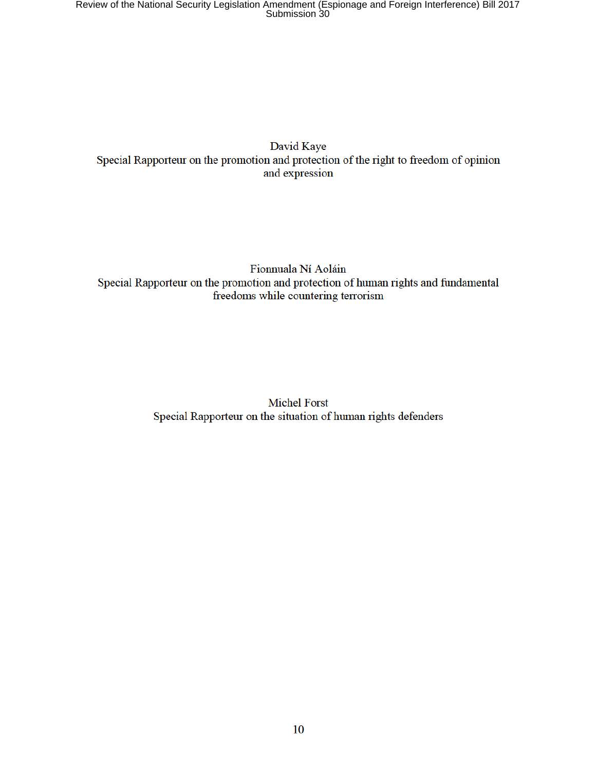David Kaye
Special Rapporteur on the promotion and protection of the right to freedom of opinion and expression

Fionnuala Ní Aoláin
Special Rapporteur on the promotion and protection of human rights and fundamental freedoms while countering terrorism

Michel Forst
Special Rapporteur on the situation of human rights defenders